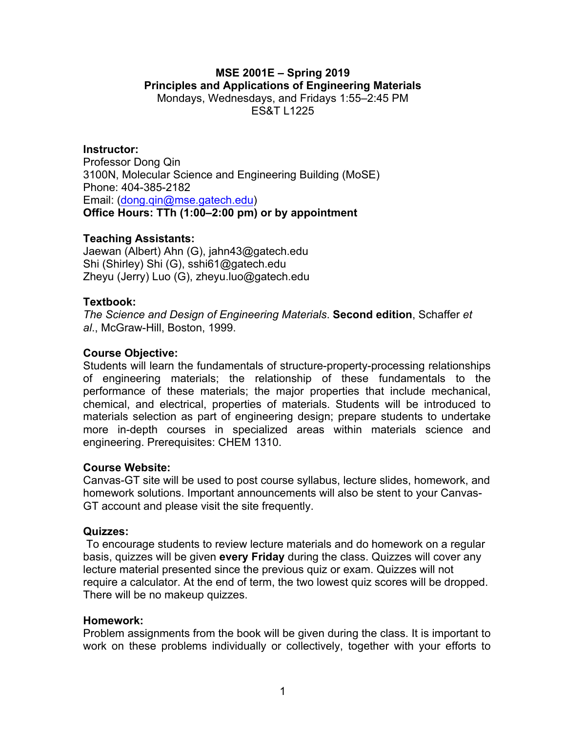**MSE 2001E – Spring 2019**
**Principles and Applications of Engineering Materials**
Mondays, Wednesdays, and Fridays 1:55–2:45 PM
ES&T L1225

**Instructor:**
Professor Dong Qin
3100N, Molecular Science and Engineering Building (MoSE)
Phone: 404-385-2182
Email: (dong.qin@mse.gatech.edu)
**Office Hours: TTh (1:00–2:00 pm) or by appointment**

**Teaching Assistants:**
Jaewan (Albert) Ahn (G), jahn43@gatech.edu
Shi (Shirley) Shi (G), sshi61@gatech.edu
Zheyu (Jerry) Luo (G), zheyu.luo@gatech.edu

**Textbook:**
*The Science and Design of Engineering Materials*. **Second edition**, Schaffer *et al*., McGraw-Hill, Boston, 1999.

**Course Objective:**
Students will learn the fundamentals of structure-property-processing relationships of engineering materials; the relationship of these fundamentals to the performance of these materials; the major properties that include mechanical, chemical, and electrical, properties of materials. Students will be introduced to materials selection as part of engineering design; prepare students to undertake more in-depth courses in specialized areas within materials science and engineering. Prerequisites: CHEM 1310.

**Course Website:**
Canvas-GT site will be used to post course syllabus, lecture slides, homework, and homework solutions. Important announcements will also be stent to your Canvas-GT account and please visit the site frequently.

**Quizzes:**
To encourage students to review lecture materials and do homework on a regular basis, quizzes will be given **every Friday** during the class. Quizzes will cover any lecture material presented since the previous quiz or exam. Quizzes will not require a calculator. At the end of term, the two lowest quiz scores will be dropped. There will be no makeup quizzes.

**Homework:**
Problem assignments from the book will be given during the class. It is important to work on these problems individually or collectively, together with your efforts to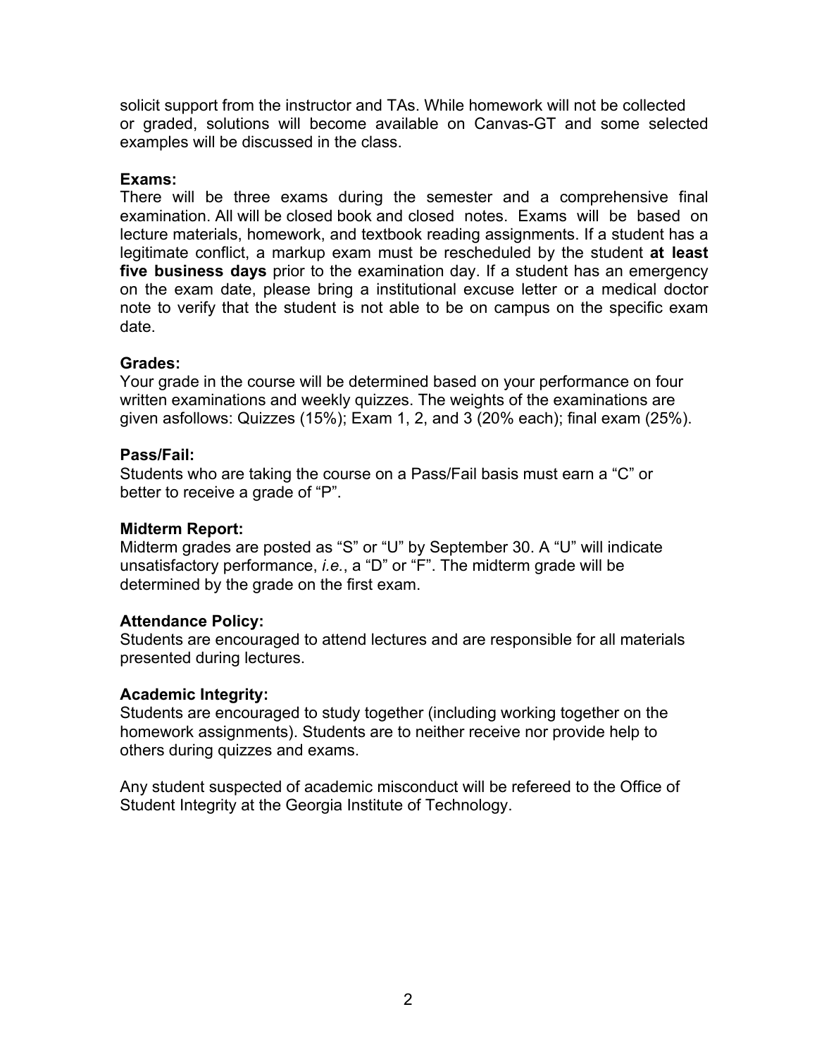solicit support from the instructor and TAs. While homework will not be collected or graded, solutions will become available on Canvas-GT and some selected examples will be discussed in the class.

**Exams:**
There will be three exams during the semester and a comprehensive final examination. All will be closed book and closed notes. Exams will be based on lecture materials, homework, and textbook reading assignments. If a student has a legitimate conflict, a markup exam must be rescheduled by the student **at least five business days** prior to the examination day. If a student has an emergency on the exam date, please bring a institutional excuse letter or a medical doctor note to verify that the student is not able to be on campus on the specific exam date.

**Grades:**
Your grade in the course will be determined based on your performance on four written examinations and weekly quizzes. The weights of the examinations are given asfollows: Quizzes (15%); Exam 1, 2, and 3 (20% each); final exam (25%).

**Pass/Fail:**
Students who are taking the course on a Pass/Fail basis must earn a "C" or better to receive a grade of "P".

**Midterm Report:**
Midterm grades are posted as "S" or "U" by September 30. A "U" will indicate unsatisfactory performance, *i.e.*, a "D" or "F". The midterm grade will be determined by the grade on the first exam.

**Attendance Policy:**
Students are encouraged to attend lectures and are responsible for all materials presented during lectures.

**Academic Integrity:**
Students are encouraged to study together (including working together on the homework assignments). Students are to neither receive nor provide help to others during quizzes and exams.

Any student suspected of academic misconduct will be refereed to the Office of Student Integrity at the Georgia Institute of Technology.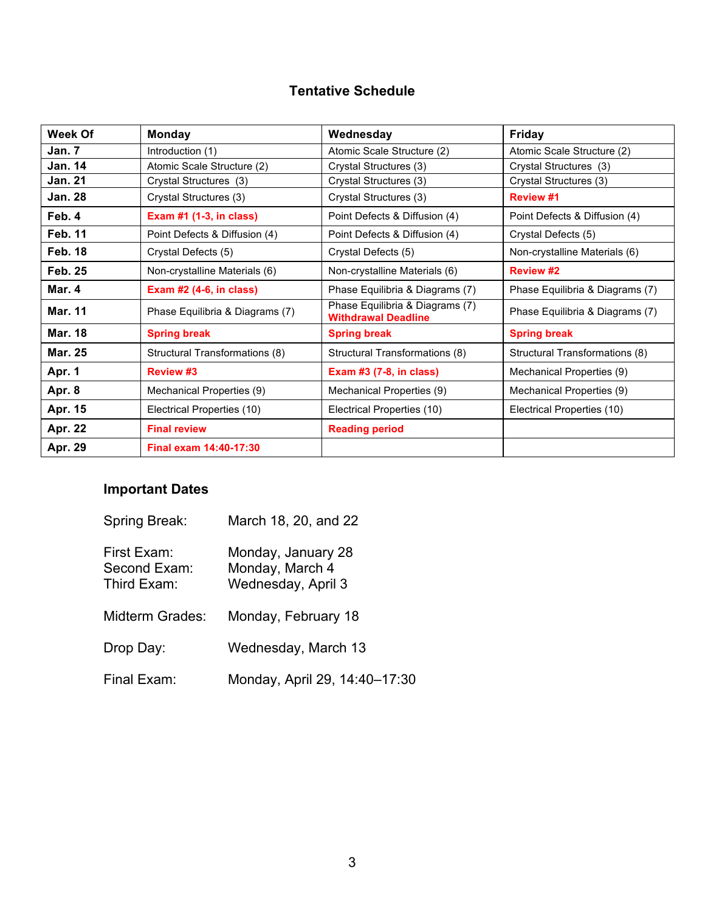## Tentative Schedule

| Week Of | Monday | Wednesday | Friday |
|---|---|---|---|
| **Jan. 7** | Introduction (1) | Atomic Scale Structure (2) | Atomic Scale Structure (2) |
| **Jan. 14** | Atomic Scale Structure (2) | Crystal Structures (3) | Crystal Structures (3) |
| **Jan. 21** | Crystal Structures (3) | Crystal Structures (3) | Crystal Structures (3) |
| **Jan. 28** | Crystal Structures (3) | Crystal Structures (3) | **Review #1** |
| **Feb. 4** | **Exam #1 (1-3, in class)** | Point Defects & Diffusion (4) | Point Defects & Diffusion (4) |
| **Feb. 11** | Point Defects & Diffusion (4) | Point Defects & Diffusion (4) | Crystal Defects (5) |
| **Feb. 18** | Crystal Defects (5) | Crystal Defects (5) | Non-crystalline Materials (6) |
| **Feb. 25** | Non-crystalline Materials (6) | Non-crystalline Materials (6) | **Review #2** |
| **Mar. 4** | **Exam #2 (4-6, in class)** | Phase Equilibria & Diagrams (7) | Phase Equilibria & Diagrams (7) |
| **Mar. 11** | Phase Equilibria & Diagrams (7) | Phase Equilibria & Diagrams (7) **Withdrawal Deadline** | Phase Equilibria & Diagrams (7) |
| **Mar. 18** | **Spring break** | **Spring break** | **Spring break** |
| **Mar. 25** | Structural Transformations (8) | Structural Transformations (8) | Structural Transformations (8) |
| **Apr. 1** | **Review #3** | **Exam #3 (7-8, in class)** | Mechanical Properties (9) |
| **Apr. 8** | Mechanical Properties (9) | Mechanical Properties (9) | Mechanical Properties (9) |
| **Apr. 15** | Electrical Properties (10) | Electrical Properties (10) | Electrical Properties (10) |
| **Apr. 22** | **Final review** | **Reading period** | |
| **Apr. 29** | **Final exam 14:40-17:30** | | |

### Important Dates

Spring Break: March 18, 20, and 22

First Exam: Monday, January 28
Second Exam: Monday, March 4
Third Exam: Wednesday, April 3

Midterm Grades: Monday, February 18

Drop Day: Wednesday, March 13

Final Exam: Monday, April 29, 14:40–17:30